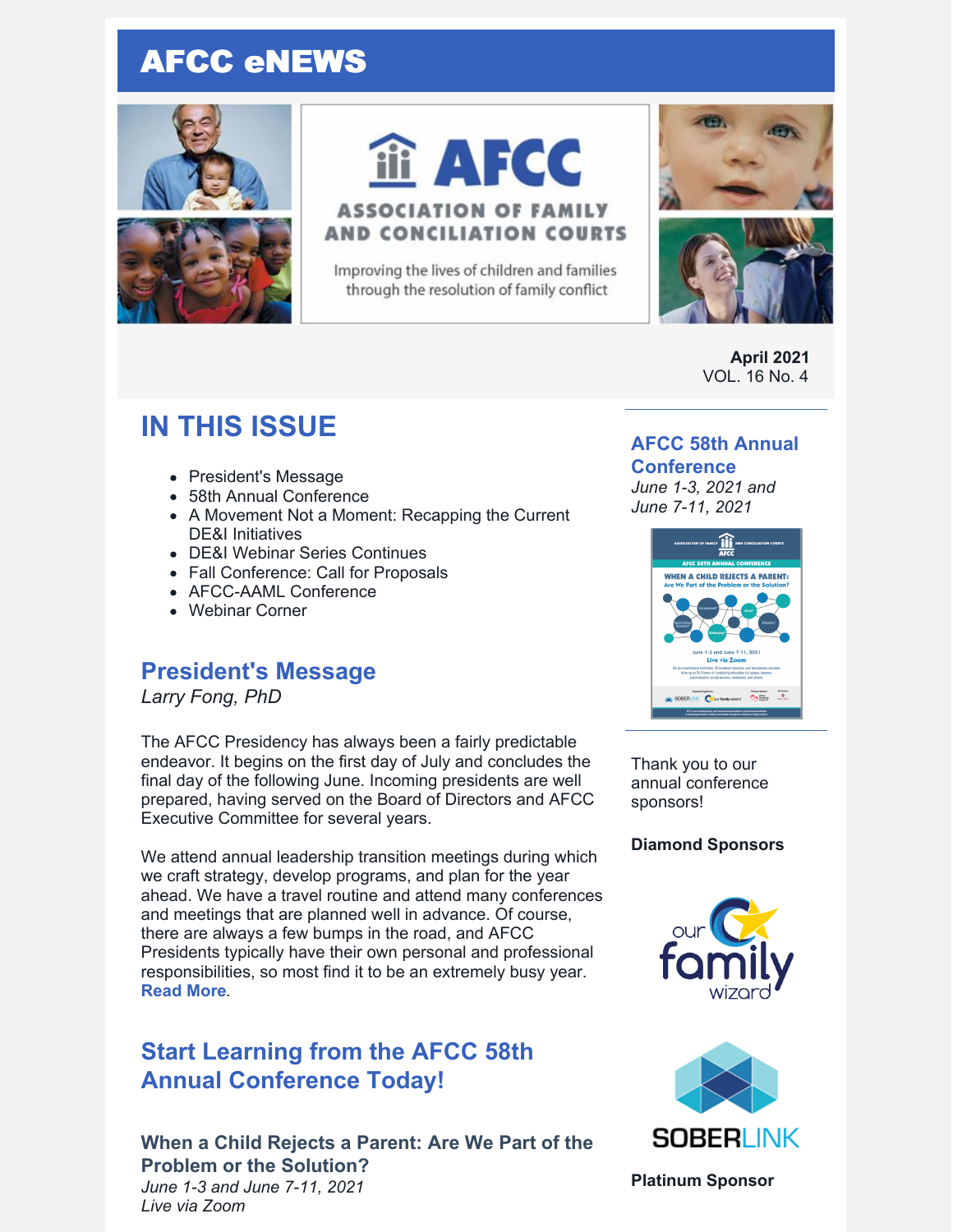# AFCC eNEWS

AFCC

ASSOCIATION OF FAMILY AND CONCILIATION COURTS

Improving the lives of children and families through the resolution of family conflict

**April 2021**
VOL. 16 No. 4

## IN THIS ISSUE

- President's Message
- 58th Annual Conference
- A Movement Not a Moment: Recapping the Current DE&I Initiatives
- DE&I Webinar Series Continues
- Fall Conference: Call for Proposals
- AFCC-AAML Conference
- Webinar Corner

## President's Message

*Larry Fong, PhD*

The AFCC Presidency has always been a fairly predictable endeavor. It begins on the first day of July and concludes the final day of the following June. Incoming presidents are well prepared, having served on the Board of Directors and AFCC Executive Committee for several years.

We attend annual leadership transition meetings during which we craft strategy, develop programs, and plan for the year ahead. We have a travel routine and attend many conferences and meetings that are planned well in advance. Of course, there are always a few bumps in the road, and AFCC Presidents typically have their own personal and professional responsibilities, so most find it to be an extremely busy year. **Read More**.

## Start Learning from the AFCC 58th Annual Conference Today!

### When a Child Rejects a Parent: Are We Part of the Problem or the Solution?

*June 1-3 and June 7-11, 2021*
*Live via Zoom*

### AFCC 58th Annual Conference

*June 1-3, 2021 and June 7-11, 2021*

Thank you to our annual conference sponsors!

**Diamond Sponsors**

our family wizard

SOBERLINK

**Platinum Sponsor**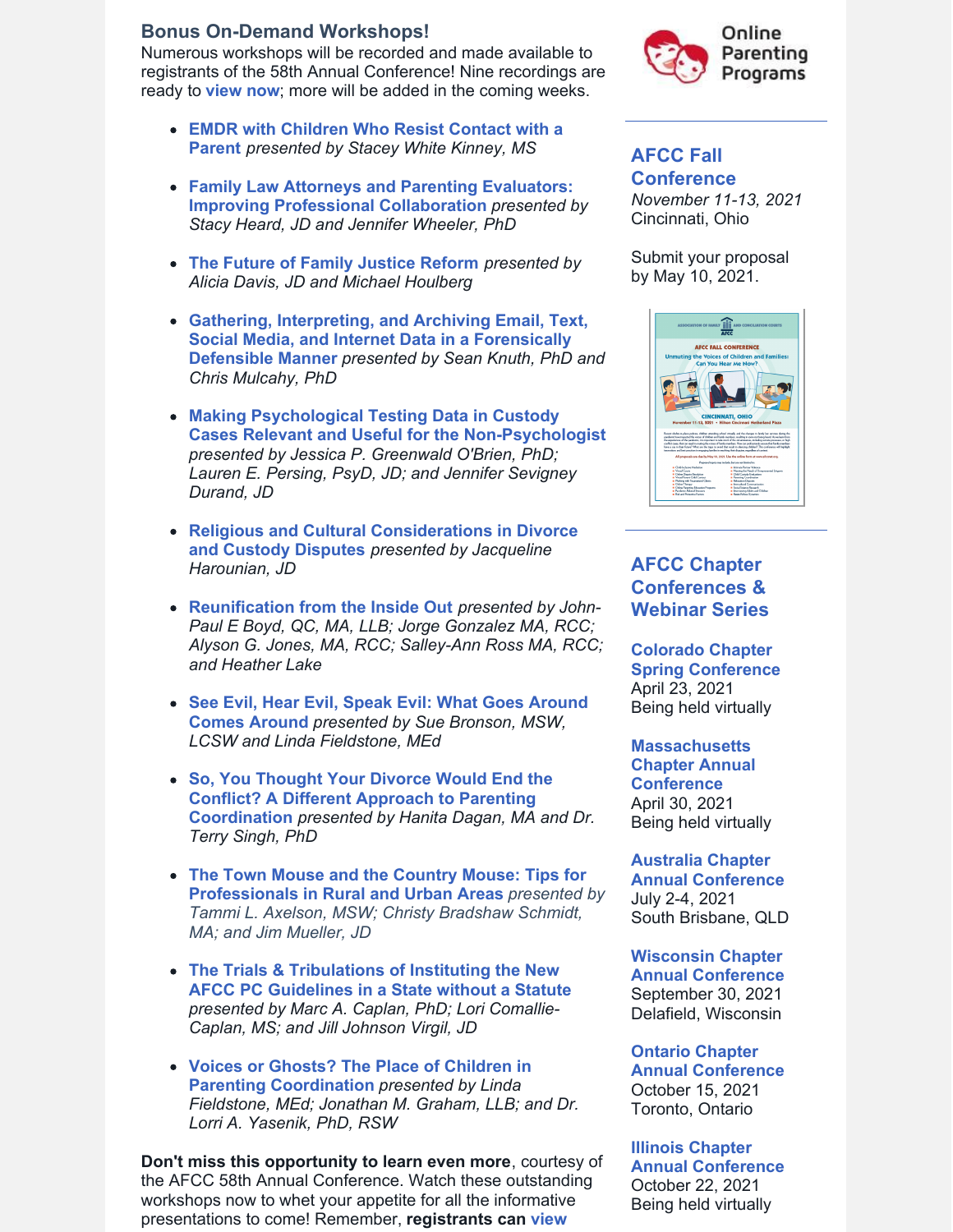## Bonus On-Demand Workshops!

Numerous workshops will be recorded and made available to registrants of the 58th Annual Conference! Nine recordings are ready to **view now**; more will be added in the coming weeks.

- **EMDR with Children Who Resist Contact with a Parent** *presented by Stacey White Kinney, MS*
- **Family Law Attorneys and Parenting Evaluators: Improving Professional Collaboration** *presented by Stacy Heard, JD and Jennifer Wheeler, PhD*
- **The Future of Family Justice Reform** *presented by Alicia Davis, JD and Michael Houlberg*
- **Gathering, Interpreting, and Archiving Email, Text, Social Media, and Internet Data in a Forensically Defensible Manner** *presented by Sean Knuth, PhD and Chris Mulcahy, PhD*
- **Making Psychological Testing Data in Custody Cases Relevant and Useful for the Non-Psychologist** *presented by Jessica P. Greenwald O'Brien, PhD; Lauren E. Persing, PsyD, JD; and Jennifer Sevigney Durand, JD*
- **Religious and Cultural Considerations in Divorce and Custody Disputes** *presented by Jacqueline Harounian, JD*
- **Reunification from the Inside Out** *presented by John-Paul E Boyd, QC, MA, LLB; Jorge Gonzalez MA, RCC; Alyson G. Jones, MA, RCC; Salley-Ann Ross MA, RCC; and Heather Lake*
- **See Evil, Hear Evil, Speak Evil: What Goes Around Comes Around** *presented by Sue Bronson, MSW, LCSW and Linda Fieldstone, MEd*
- **So, You Thought Your Divorce Would End the Conflict? A Different Approach to Parenting Coordination** *presented by Hanita Dagan, MA and Dr. Terry Singh, PhD*
- **The Town Mouse and the Country Mouse: Tips for Professionals in Rural and Urban Areas** *presented by Tammi L. Axelson, MSW; Christy Bradshaw Schmidt, MA; and Jim Mueller, JD*
- **The Trials & Tribulations of Instituting the New AFCC PC Guidelines in a State without a Statute** *presented by Marc A. Caplan, PhD; Lori Comallie-Caplan, MS; and Jill Johnson Virgil, JD*
- **Voices or Ghosts? The Place of Children in Parenting Coordination** *presented by Linda Fieldstone, MEd; Jonathan M. Graham, LLB; and Dr. Lorri A. Yasenik, PhD, RSW*

**Don't miss this opportunity to learn even more**, courtesy of the AFCC 58th Annual Conference. Watch these outstanding workshops now to whet your appetite for all the informative presentations to come! Remember, **registrants can view**

Online Parenting Programs

## AFCC Fall Conference

*November 11-13, 2021*
Cincinnati, Ohio

Submit your proposal by May 10, 2021.

## AFCC Chapter Conferences & Webinar Series

**Colorado Chapter Spring Conference**
April 23, 2021
Being held virtually

**Massachusetts Chapter Annual Conference**
April 30, 2021
Being held virtually

**Australia Chapter Annual Conference**
July 2-4, 2021
South Brisbane, QLD

**Wisconsin Chapter Annual Conference**
September 30, 2021
Delafield, Wisconsin

**Ontario Chapter Annual Conference**
October 15, 2021
Toronto, Ontario

**Illinois Chapter Annual Conference**
October 22, 2021
Being held virtually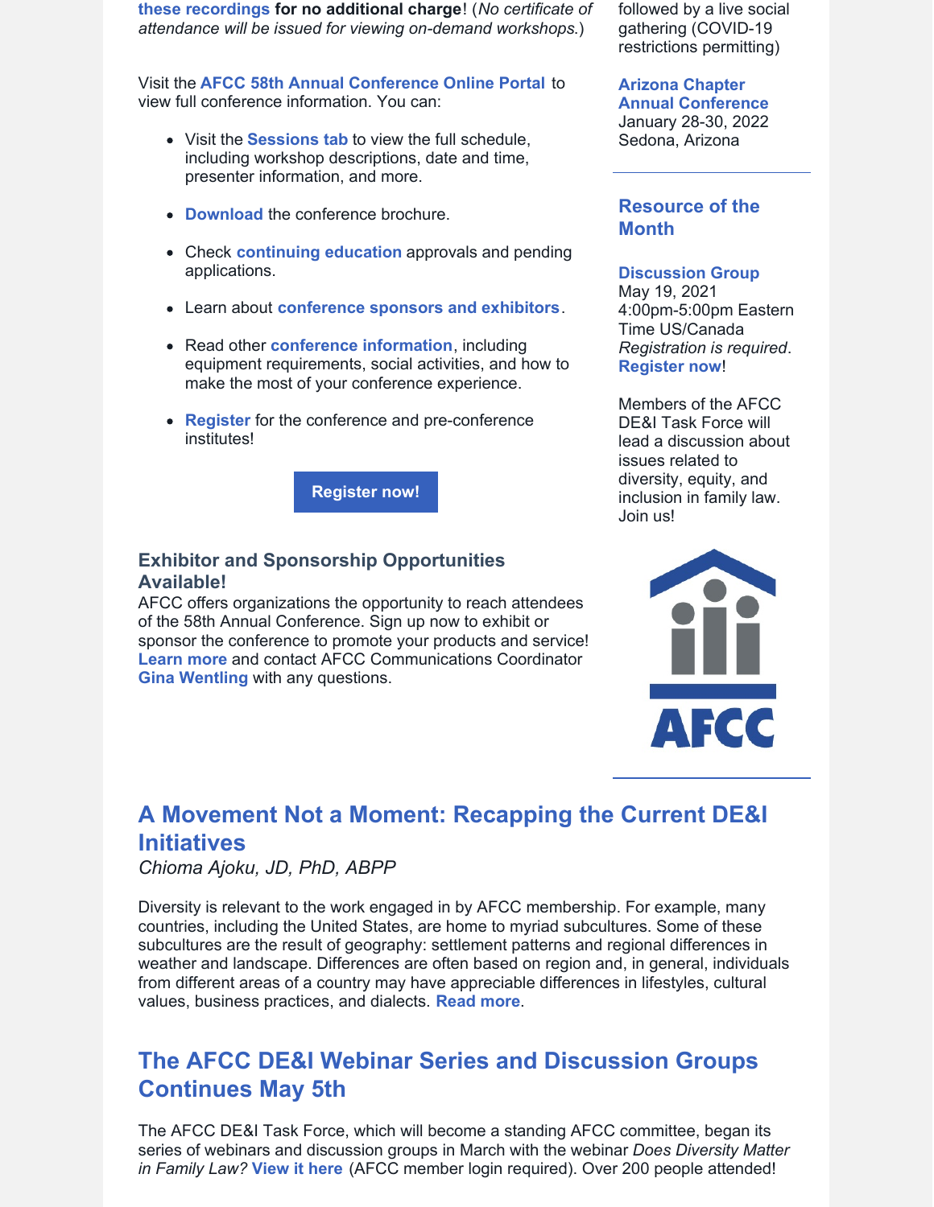**these recordings** **for no additional charge**! (*No certificate of attendance will be issued for viewing on-demand workshops.*)

Visit the **AFCC 58th Annual Conference Online Portal** to view full conference information. You can:

- Visit the **Sessions tab** to view the full schedule, including workshop descriptions, date and time, presenter information, and more.
- **Download** the conference brochure.
- Check **continuing education** approvals and pending applications.
- Learn about **conference sponsors and exhibitors**.
- Read other **conference information**, including equipment requirements, social activities, and how to make the most of your conference experience.
- **Register** for the conference and pre-conference institutes!

**Register now!**

### Exhibitor and Sponsorship Opportunities Available!

AFCC offers organizations the opportunity to reach attendees of the 58th Annual Conference. Sign up now to exhibit or sponsor the conference to promote your products and service! **Learn more** and contact AFCC Communications Coordinator **Gina Wentling** with any questions.

followed by a live social gathering (COVID-19 restrictions permitting)

**Arizona Chapter Annual Conference**
January 28-30, 2022
Sedona, Arizona

## Resource of the Month

**Discussion Group**
May 19, 2021
4:00pm-5:00pm Eastern Time US/Canada
*Registration is required*. **Register now**!

Members of the AFCC DE&I Task Force will lead a discussion about issues related to diversity, equity, and inclusion in family law. Join us!

## A Movement Not a Moment: Recapping the Current DE&I Initiatives

*Chioma Ajoku, JD, PhD, ABPP*

Diversity is relevant to the work engaged in by AFCC membership. For example, many countries, including the United States, are home to myriad subcultures. Some of these subcultures are the result of geography: settlement patterns and regional differences in weather and landscape. Differences are often based on region and, in general, individuals from different areas of a country may have appreciable differences in lifestyles, cultural values, business practices, and dialects. **Read more**.

## The AFCC DE&I Webinar Series and Discussion Groups Continues May 5th

The AFCC DE&I Task Force, which will become a standing AFCC committee, began its series of webinars and discussion groups in March with the webinar *Does Diversity Matter in Family Law?* **View it here** (AFCC member login required). Over 200 people attended!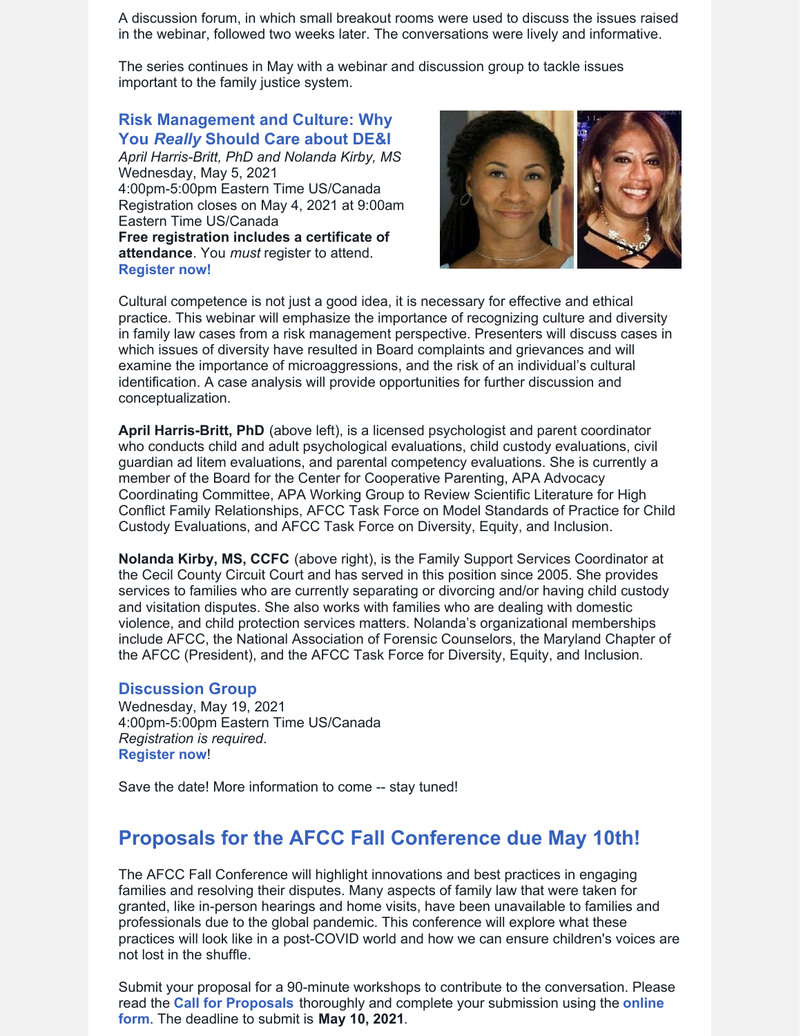A discussion forum, in which small breakout rooms were used to discuss the issues raised in the webinar, followed two weeks later. The conversations were lively and informative.

The series continues in May with a webinar and discussion group to tackle issues important to the family justice system.

### Risk Management and Culture: Why You *Really* Should Care about DE&I

*April Harris-Britt, PhD and Nolanda Kirby, MS*
Wednesday, May 5, 2021
4:00pm-5:00pm Eastern Time US/Canada
Registration closes on May 4, 2021 at 9:00am Eastern Time US/Canada
**Free registration includes a certificate of attendance**. You *must* register to attend.
**Register now!**

Cultural competence is not just a good idea, it is necessary for effective and ethical practice. This webinar will emphasize the importance of recognizing culture and diversity in family law cases from a risk management perspective. Presenters will discuss cases in which issues of diversity have resulted in Board complaints and grievances and will examine the importance of microaggressions, and the risk of an individual's cultural identification. A case analysis will provide opportunities for further discussion and conceptualization.

**April Harris-Britt, PhD** (above left), is a licensed psychologist and parent coordinator who conducts child and adult psychological evaluations, child custody evaluations, civil guardian ad litem evaluations, and parental competency evaluations. She is currently a member of the Board for the Center for Cooperative Parenting, APA Advocacy Coordinating Committee, APA Working Group to Review Scientific Literature for High Conflict Family Relationships, AFCC Task Force on Model Standards of Practice for Child Custody Evaluations, and AFCC Task Force on Diversity, Equity, and Inclusion.

**Nolanda Kirby, MS, CCFC** (above right), is the Family Support Services Coordinator at the Cecil County Circuit Court and has served in this position since 2005. She provides services to families who are currently separating or divorcing and/or having child custody and visitation disputes. She also works with families who are dealing with domestic violence, and child protection services matters. Nolanda's organizational memberships include AFCC, the National Association of Forensic Counselors, the Maryland Chapter of the AFCC (President), and the AFCC Task Force for Diversity, Equity, and Inclusion.

### Discussion Group

Wednesday, May 19, 2021
4:00pm-5:00pm Eastern Time US/Canada
*Registration is required*.
**Register now**!

Save the date! More information to come -- stay tuned!

## Proposals for the AFCC Fall Conference due May 10th!

The AFCC Fall Conference will highlight innovations and best practices in engaging families and resolving their disputes. Many aspects of family law that were taken for granted, like in-person hearings and home visits, have been unavailable to families and professionals due to the global pandemic. This conference will explore what these practices will look like in a post-COVID world and how we can ensure children's voices are not lost in the shuffle.

Submit your proposal for a 90-minute workshops to contribute to the conversation. Please read the **Call for Proposals** thoroughly and complete your submission using the **online form**. The deadline to submit is **May 10, 2021**.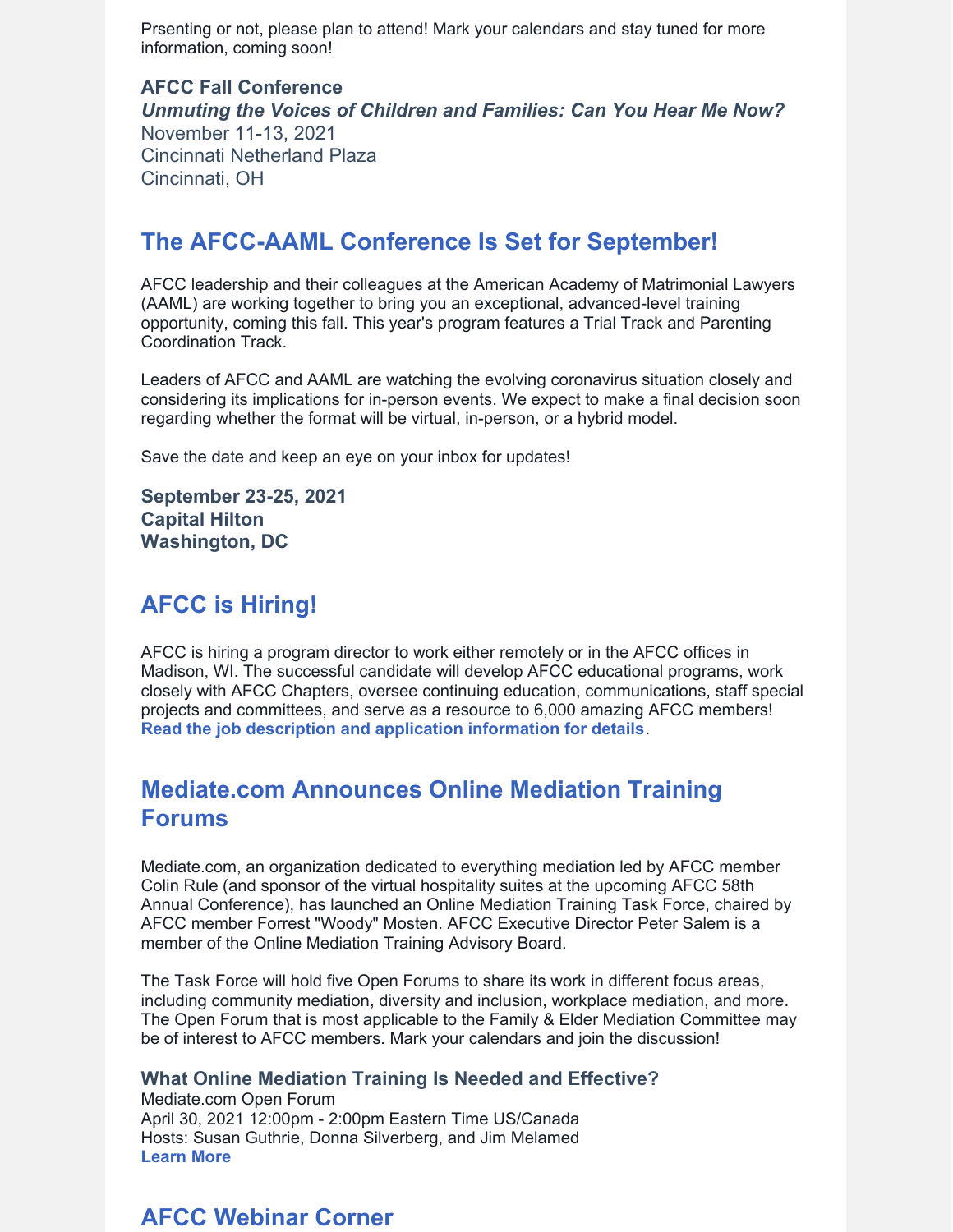Prsenting or not, please plan to attend! Mark your calendars and stay tuned for more information, coming soon!

**AFCC Fall Conference**
***Unmuting the Voices of Children and Families: Can You Hear Me Now?***
November 11-13, 2021
Cincinnati Netherland Plaza
Cincinnati, OH

## The AFCC-AAML Conference Is Set for September!

AFCC leadership and their colleagues at the American Academy of Matrimonial Lawyers (AAML) are working together to bring you an exceptional, advanced-level training opportunity, coming this fall. This year's program features a Trial Track and Parenting Coordination Track.

Leaders of AFCC and AAML are watching the evolving coronavirus situation closely and considering its implications for in-person events. We expect to make a final decision soon regarding whether the format will be virtual, in-person, or a hybrid model.

Save the date and keep an eye on your inbox for updates!

**September 23-25, 2021**
**Capital Hilton**
**Washington, DC**

## AFCC is Hiring!

AFCC is hiring a program director to work either remotely or in the AFCC offices in Madison, WI. The successful candidate will develop AFCC educational programs, work closely with AFCC Chapters, oversee continuing education, communications, staff special projects and committees, and serve as a resource to 6,000 amazing AFCC members! **Read the job description and application information for details**.

## Mediate.com Announces Online Mediation Training Forums

Mediate.com, an organization dedicated to everything mediation led by AFCC member Colin Rule (and sponsor of the virtual hospitality suites at the upcoming AFCC 58th Annual Conference), has launched an Online Mediation Training Task Force, chaired by AFCC member Forrest "Woody" Mosten. AFCC Executive Director Peter Salem is a member of the Online Mediation Training Advisory Board.

The Task Force will hold five Open Forums to share its work in different focus areas, including community mediation, diversity and inclusion, workplace mediation, and more. The Open Forum that is most applicable to the Family & Elder Mediation Committee may be of interest to AFCC members. Mark your calendars and join the discussion!

**What Online Mediation Training Is Needed and Effective?**
Mediate.com Open Forum
April 30, 2021 12:00pm - 2:00pm Eastern Time US/Canada
Hosts: Susan Guthrie, Donna Silverberg, and Jim Melamed
**Learn More**

## AFCC Webinar Corner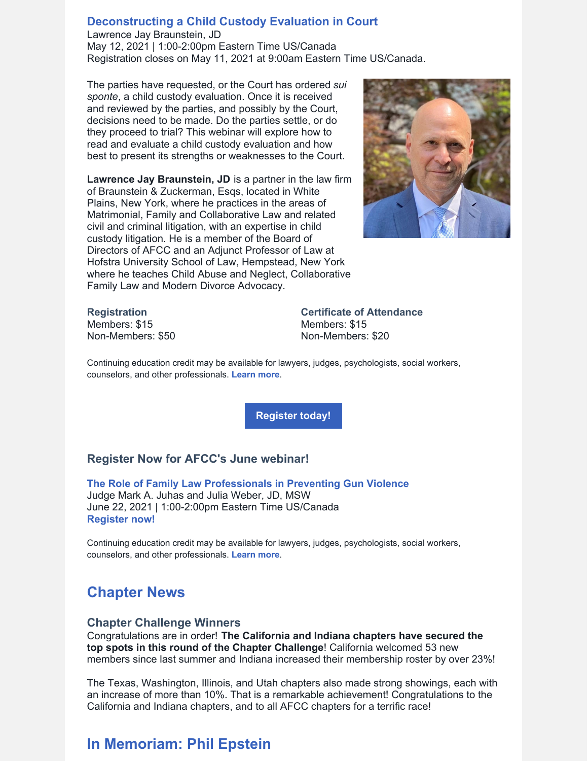### Deconstructing a Child Custody Evaluation in Court

Lawrence Jay Braunstein, JD
May 12, 2021 | 1:00-2:00pm Eastern Time US/Canada
Registration closes on May 11, 2021 at 9:00am Eastern Time US/Canada.

The parties have requested, or the Court has ordered *sui sponte*, a child custody evaluation. Once it is received and reviewed by the parties, and possibly by the Court, decisions need to be made. Do the parties settle, or do they proceed to trial? This webinar will explore how to read and evaluate a child custody evaluation and how best to present its strengths or weaknesses to the Court.

**Lawrence Jay Braunstein, JD** is a partner in the law firm of Braunstein & Zuckerman, Esqs, located in White Plains, New York, where he practices in the areas of Matrimonial, Family and Collaborative Law and related civil and criminal litigation, with an expertise in child custody litigation. He is a member of the Board of Directors of AFCC and an Adjunct Professor of Law at Hofstra University School of Law, Hempstead, New York where he teaches Child Abuse and Neglect, Collaborative Family Law and Modern Divorce Advocacy.

**Registration**
Members: $15
Non-Members: $50

**Certificate of Attendance**
Members: $15
Non-Members: $20

Continuing education credit may be available for lawyers, judges, psychologists, social workers, counselors, and other professionals. **Learn more**.

**Register today!**

### Register Now for AFCC's June webinar!

**The Role of Family Law Professionals in Preventing Gun Violence**
Judge Mark A. Juhas and Julia Weber, JD, MSW
June 22, 2021 | 1:00-2:00pm Eastern Time US/Canada
**Register now!**

Continuing education credit may be available for lawyers, judges, psychologists, social workers, counselors, and other professionals. **Learn more**.

## Chapter News

### Chapter Challenge Winners

Congratulations are in order! **The California and Indiana chapters have secured the top spots in this round of the Chapter Challenge**! California welcomed 53 new members since last summer and Indiana increased their membership roster by over 23%!

The Texas, Washington, Illinois, and Utah chapters also made strong showings, each with an increase of more than 10%. That is a remarkable achievement! Congratulations to the California and Indiana chapters, and to all AFCC chapters for a terrific race!

## In Memoriam: Phil Epstein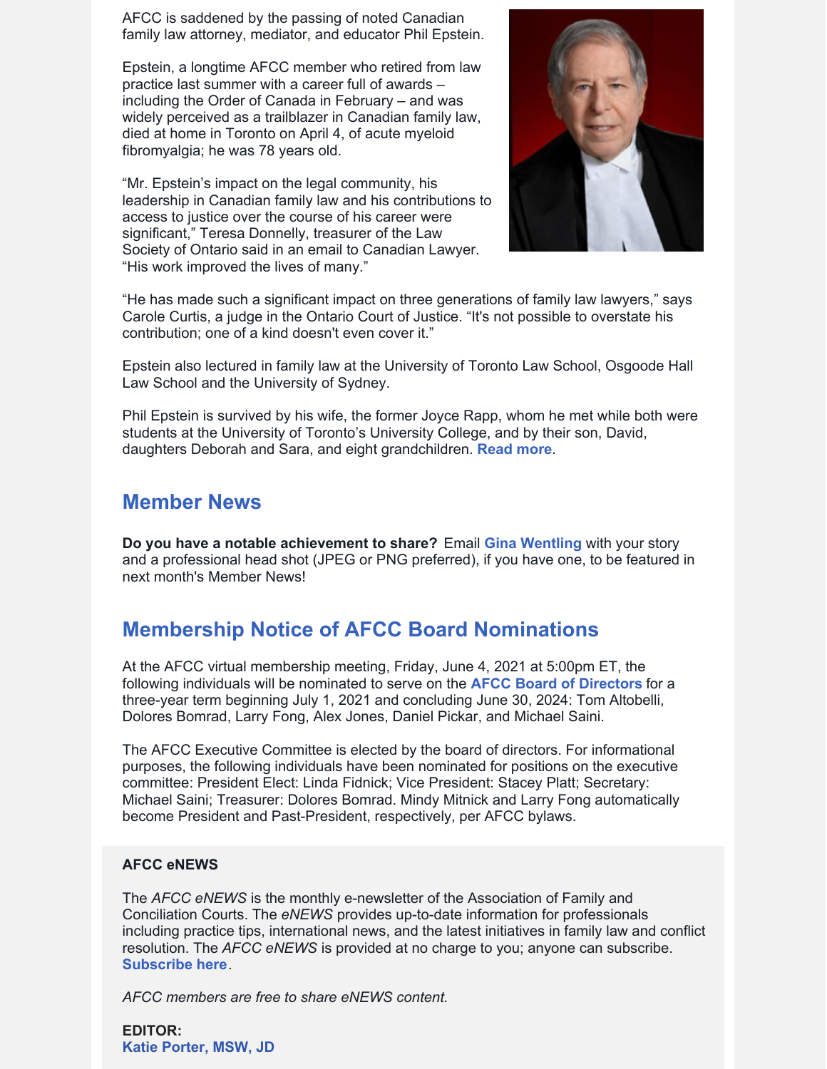AFCC is saddened by the passing of noted Canadian family law attorney, mediator, and educator Phil Epstein.

Epstein, a longtime AFCC member who retired from law practice last summer with a career full of awards – including the Order of Canada in February – and was widely perceived as a trailblazer in Canadian family law, died at home in Toronto on April 4, of acute myeloid fibromyalgia; he was 78 years old.

“Mr. Epstein’s impact on the legal community, his leadership in Canadian family law and his contributions to access to justice over the course of his career were significant,” Teresa Donnelly, treasurer of the Law Society of Ontario said in an email to Canadian Lawyer. “His work improved the lives of many.”

“He has made such a significant impact on three generations of family law lawyers,” says Carole Curtis, a judge in the Ontario Court of Justice. “It's not possible to overstate his contribution; one of a kind doesn't even cover it.”

Epstein also lectured in family law at the University of Toronto Law School, Osgoode Hall Law School and the University of Sydney.

Phil Epstein is survived by his wife, the former Joyce Rapp, whom he met while both were students at the University of Toronto’s University College, and by their son, David, daughters Deborah and Sara, and eight grandchildren. **Read more**.

## Member News

**Do you have a notable achievement to share?** Email **Gina Wentling** with your story and a professional head shot (JPEG or PNG preferred), if you have one, to be featured in next month's Member News!

## Membership Notice of AFCC Board Nominations

At the AFCC virtual membership meeting, Friday, June 4, 2021 at 5:00pm ET, the following individuals will be nominated to serve on the **AFCC Board of Directors** for a three-year term beginning July 1, 2021 and concluding June 30, 2024: Tom Altobelli, Dolores Bomrad, Larry Fong, Alex Jones, Daniel Pickar, and Michael Saini.

The AFCC Executive Committee is elected by the board of directors. For informational purposes, the following individuals have been nominated for positions on the executive committee: President Elect: Linda Fidnick; Vice President: Stacey Platt; Secretary: Michael Saini; Treasurer: Dolores Bomrad. Mindy Mitnick and Larry Fong automatically become President and Past-President, respectively, per AFCC bylaws.

**AFCC eNEWS**

The *AFCC eNEWS* is the monthly e-newsletter of the Association of Family and Conciliation Courts. The *eNEWS* provides up-to-date information for professionals including practice tips, international news, and the latest initiatives in family law and conflict resolution. The *AFCC eNEWS* is provided at no charge to you; anyone can subscribe. **Subscribe here**.

*AFCC members are free to share eNEWS content.*

**EDITOR:**
**Katie Porter, MSW, JD**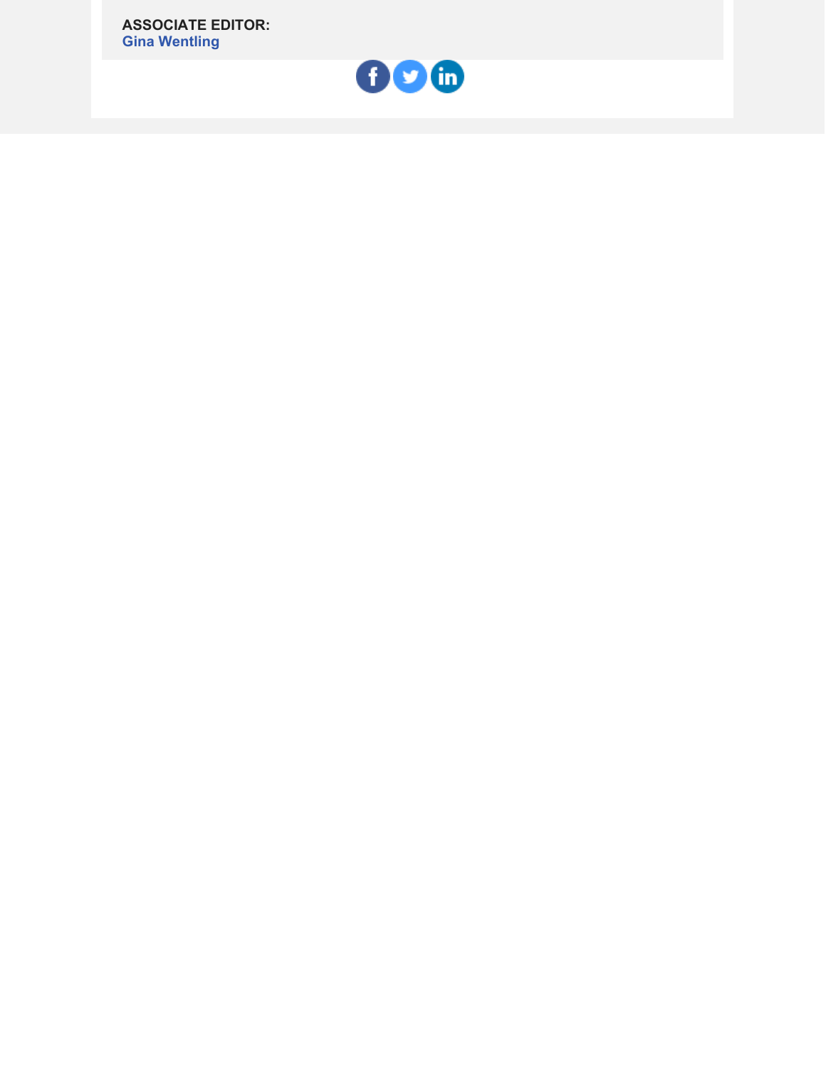**ASSOCIATE EDITOR:**
**Gina Wentling**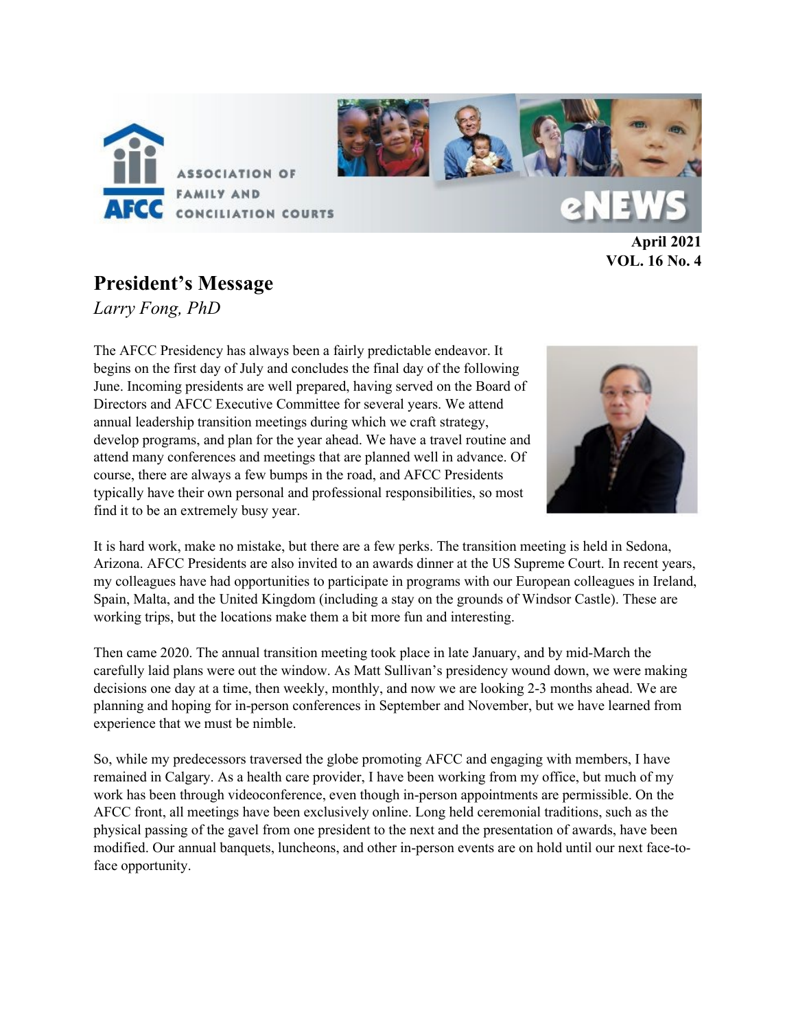April 2021
VOL. 16 No. 4

## President's Message

*Larry Fong, PhD*

The AFCC Presidency has always been a fairly predictable endeavor. It begins on the first day of July and concludes the final day of the following June. Incoming presidents are well prepared, having served on the Board of Directors and AFCC Executive Committee for several years. We attend annual leadership transition meetings during which we craft strategy, develop programs, and plan for the year ahead. We have a travel routine and attend many conferences and meetings that are planned well in advance. Of course, there are always a few bumps in the road, and AFCC Presidents typically have their own personal and professional responsibilities, so most find it to be an extremely busy year.

It is hard work, make no mistake, but there are a few perks. The transition meeting is held in Sedona, Arizona. AFCC Presidents are also invited to an awards dinner at the US Supreme Court. In recent years, my colleagues have had opportunities to participate in programs with our European colleagues in Ireland, Spain, Malta, and the United Kingdom (including a stay on the grounds of Windsor Castle). These are working trips, but the locations make them a bit more fun and interesting.

Then came 2020. The annual transition meeting took place in late January, and by mid-March the carefully laid plans were out the window. As Matt Sullivan's presidency wound down, we were making decisions one day at a time, then weekly, monthly, and now we are looking 2-3 months ahead. We are planning and hoping for in-person conferences in September and November, but we have learned from experience that we must be nimble.

So, while my predecessors traversed the globe promoting AFCC and engaging with members, I have remained in Calgary. As a health care provider, I have been working from my office, but much of my work has been through videoconference, even though in-person appointments are permissible. On the AFCC front, all meetings have been exclusively online. Long held ceremonial traditions, such as the physical passing of the gavel from one president to the next and the presentation of awards, have been modified. Our annual banquets, luncheons, and other in-person events are on hold until our next face-to-face opportunity.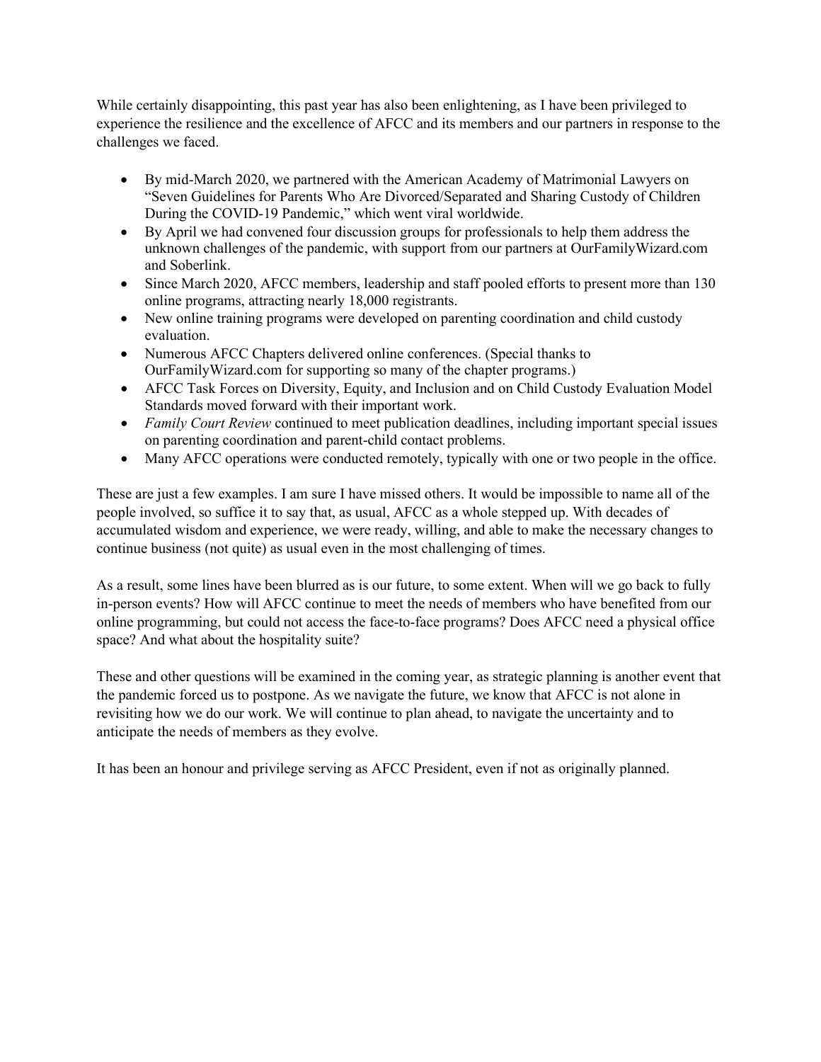While certainly disappointing, this past year has also been enlightening, as I have been privileged to experience the resilience and the excellence of AFCC and its members and our partners in response to the challenges we faced.

- By mid-March 2020, we partnered with the American Academy of Matrimonial Lawyers on "Seven Guidelines for Parents Who Are Divorced/Separated and Sharing Custody of Children During the COVID-19 Pandemic," which went viral worldwide.
- By April we had convened four discussion groups for professionals to help them address the unknown challenges of the pandemic, with support from our partners at OurFamilyWizard.com and Soberlink.
- Since March 2020, AFCC members, leadership and staff pooled efforts to present more than 130 online programs, attracting nearly 18,000 registrants.
- New online training programs were developed on parenting coordination and child custody evaluation.
- Numerous AFCC Chapters delivered online conferences. (Special thanks to OurFamilyWizard.com for supporting so many of the chapter programs.)
- AFCC Task Forces on Diversity, Equity, and Inclusion and on Child Custody Evaluation Model Standards moved forward with their important work.
- *Family Court Review* continued to meet publication deadlines, including important special issues on parenting coordination and parent-child contact problems.
- Many AFCC operations were conducted remotely, typically with one or two people in the office.

These are just a few examples. I am sure I have missed others. It would be impossible to name all of the people involved, so suffice it to say that, as usual, AFCC as a whole stepped up. With decades of accumulated wisdom and experience, we were ready, willing, and able to make the necessary changes to continue business (not quite) as usual even in the most challenging of times.

As a result, some lines have been blurred as is our future, to some extent. When will we go back to fully in-person events? How will AFCC continue to meet the needs of members who have benefited from our online programming, but could not access the face-to-face programs? Does AFCC need a physical office space? And what about the hospitality suite?

These and other questions will be examined in the coming year, as strategic planning is another event that the pandemic forced us to postpone. As we navigate the future, we know that AFCC is not alone in revisiting how we do our work. We will continue to plan ahead, to navigate the uncertainty and to anticipate the needs of members as they evolve.

It has been an honour and privilege serving as AFCC President, even if not as originally planned.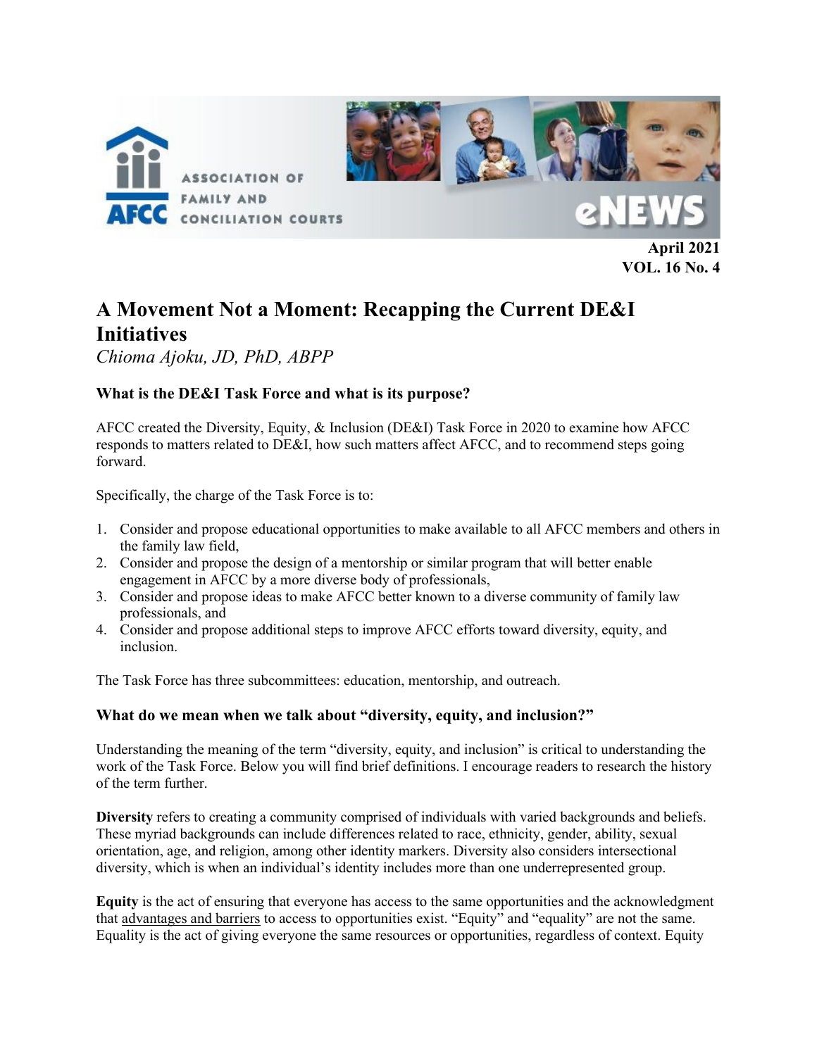# A Movement Not a Moment: Recapping the Current DE&I Initiatives

*Chioma Ajoku, JD, PhD, ABPP*

### What is the DE&I Task Force and what is its purpose?

AFCC created the Diversity, Equity, & Inclusion (DE&I) Task Force in 2020 to examine how AFCC responds to matters related to DE&I, how such matters affect AFCC, and to recommend steps going forward.

Specifically, the charge of the Task Force is to:

1. Consider and propose educational opportunities to make available to all AFCC members and others in the family law field,
2. Consider and propose the design of a mentorship or similar program that will better enable engagement in AFCC by a more diverse body of professionals,
3. Consider and propose ideas to make AFCC better known to a diverse community of family law professionals, and
4. Consider and propose additional steps to improve AFCC efforts toward diversity, equity, and inclusion.

The Task Force has three subcommittees: education, mentorship, and outreach.

### What do we mean when we talk about "diversity, equity, and inclusion?"

Understanding the meaning of the term "diversity, equity, and inclusion" is critical to understanding the work of the Task Force. Below you will find brief definitions. I encourage readers to research the history of the term further.

**Diversity** refers to creating a community comprised of individuals with varied backgrounds and beliefs. These myriad backgrounds can include differences related to race, ethnicity, gender, ability, sexual orientation, age, and religion, among other identity markers. Diversity also considers intersectional diversity, which is when an individual's identity includes more than one underrepresented group.

**Equity** is the act of ensuring that everyone has access to the same opportunities and the acknowledgment that advantages and barriers to access to opportunities exist. "Equity" and "equality" are not the same. Equality is the act of giving everyone the same resources or opportunities, regardless of context. Equity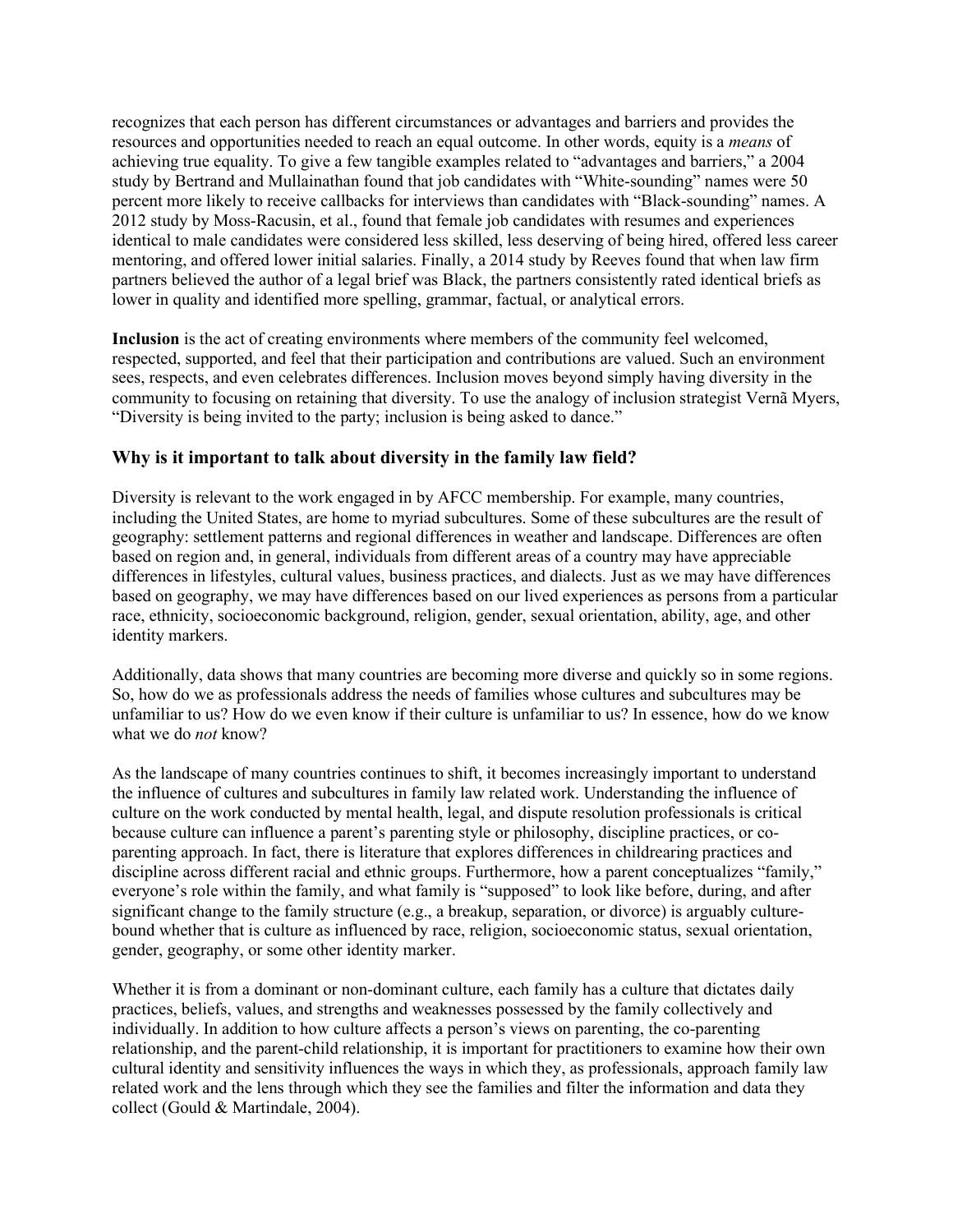recognizes that each person has different circumstances or advantages and barriers and provides the resources and opportunities needed to reach an equal outcome. In other words, equity is a *means* of achieving true equality. To give a few tangible examples related to "advantages and barriers," a 2004 study by Bertrand and Mullainathan found that job candidates with "White-sounding" names were 50 percent more likely to receive callbacks for interviews than candidates with "Black-sounding" names. A 2012 study by Moss-Racusin, et al., found that female job candidates with resumes and experiences identical to male candidates were considered less skilled, less deserving of being hired, offered less career mentoring, and offered lower initial salaries. Finally, a 2014 study by Reeves found that when law firm partners believed the author of a legal brief was Black, the partners consistently rated identical briefs as lower in quality and identified more spelling, grammar, factual, or analytical errors.

**Inclusion** is the act of creating environments where members of the community feel welcomed, respected, supported, and feel that their participation and contributions are valued. Such an environment sees, respects, and even celebrates differences. Inclusion moves beyond simply having diversity in the community to focusing on retaining that diversity. To use the analogy of inclusion strategist Vernã Myers, "Diversity is being invited to the party; inclusion is being asked to dance."

### Why is it important to talk about diversity in the family law field?

Diversity is relevant to the work engaged in by AFCC membership. For example, many countries, including the United States, are home to myriad subcultures. Some of these subcultures are the result of geography: settlement patterns and regional differences in weather and landscape. Differences are often based on region and, in general, individuals from different areas of a country may have appreciable differences in lifestyles, cultural values, business practices, and dialects. Just as we may have differences based on geography, we may have differences based on our lived experiences as persons from a particular race, ethnicity, socioeconomic background, religion, gender, sexual orientation, ability, age, and other identity markers.

Additionally, data shows that many countries are becoming more diverse and quickly so in some regions. So, how do we as professionals address the needs of families whose cultures and subcultures may be unfamiliar to us? How do we even know if their culture is unfamiliar to us? In essence, how do we know what we do *not* know?

As the landscape of many countries continues to shift, it becomes increasingly important to understand the influence of cultures and subcultures in family law related work. Understanding the influence of culture on the work conducted by mental health, legal, and dispute resolution professionals is critical because culture can influence a parent's parenting style or philosophy, discipline practices, or co-parenting approach. In fact, there is literature that explores differences in childrearing practices and discipline across different racial and ethnic groups. Furthermore, how a parent conceptualizes "family," everyone's role within the family, and what family is "supposed" to look like before, during, and after significant change to the family structure (e.g., a breakup, separation, or divorce) is arguably culture-bound whether that is culture as influenced by race, religion, socioeconomic status, sexual orientation, gender, geography, or some other identity marker.

Whether it is from a dominant or non-dominant culture, each family has a culture that dictates daily practices, beliefs, values, and strengths and weaknesses possessed by the family collectively and individually. In addition to how culture affects a person's views on parenting, the co-parenting relationship, and the parent-child relationship, it is important for practitioners to examine how their own cultural identity and sensitivity influences the ways in which they, as professionals, approach family law related work and the lens through which they see the families and filter the information and data they collect (Gould & Martindale, 2004).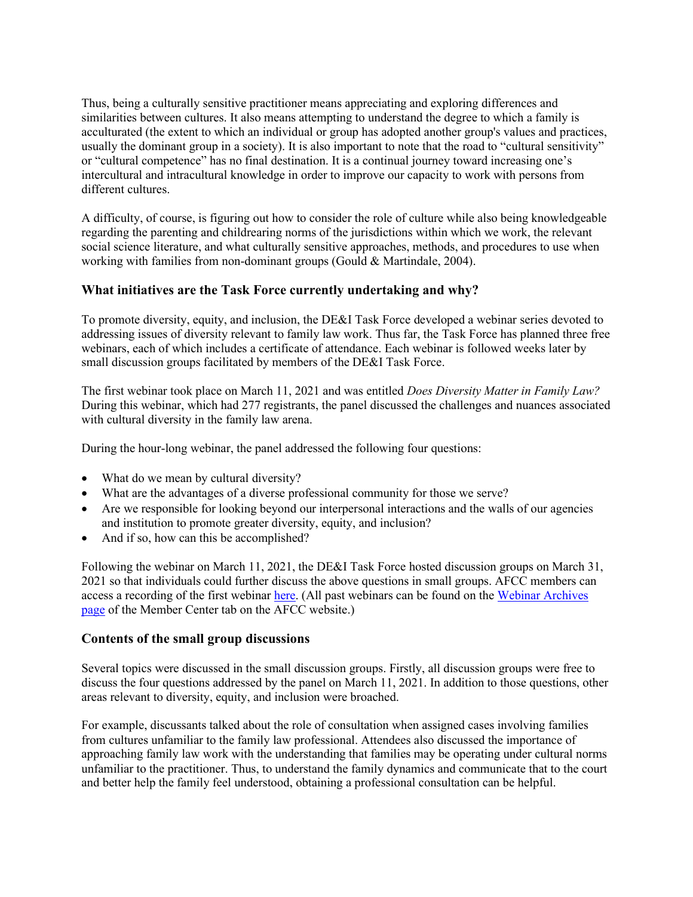Thus, being a culturally sensitive practitioner means appreciating and exploring differences and similarities between cultures. It also means attempting to understand the degree to which a family is acculturated (the extent to which an individual or group has adopted another group's values and practices, usually the dominant group in a society). It is also important to note that the road to "cultural sensitivity" or "cultural competence" has no final destination. It is a continual journey toward increasing one's intercultural and intracultural knowledge in order to improve our capacity to work with persons from different cultures.

A difficulty, of course, is figuring out how to consider the role of culture while also being knowledgeable regarding the parenting and childrearing norms of the jurisdictions within which we work, the relevant social science literature, and what culturally sensitive approaches, methods, and procedures to use when working with families from non-dominant groups (Gould & Martindale, 2004).

### What initiatives are the Task Force currently undertaking and why?

To promote diversity, equity, and inclusion, the DE&I Task Force developed a webinar series devoted to addressing issues of diversity relevant to family law work. Thus far, the Task Force has planned three free webinars, each of which includes a certificate of attendance. Each webinar is followed weeks later by small discussion groups facilitated by members of the DE&I Task Force.

The first webinar took place on March 11, 2021 and was entitled *Does Diversity Matter in Family Law?* During this webinar, which had 277 registrants, the panel discussed the challenges and nuances associated with cultural diversity in the family law arena.

During the hour-long webinar, the panel addressed the following four questions:

- What do we mean by cultural diversity?
- What are the advantages of a diverse professional community for those we serve?
- Are we responsible for looking beyond our interpersonal interactions and the walls of our agencies and institution to promote greater diversity, equity, and inclusion?
- And if so, how can this be accomplished?

Following the webinar on March 11, 2021, the DE&I Task Force hosted discussion groups on March 31, 2021 so that individuals could further discuss the above questions in small groups. AFCC members can access a recording of the first webinar here. (All past webinars can be found on the Webinar Archives page of the Member Center tab on the AFCC website.)

### Contents of the small group discussions

Several topics were discussed in the small discussion groups. Firstly, all discussion groups were free to discuss the four questions addressed by the panel on March 11, 2021. In addition to those questions, other areas relevant to diversity, equity, and inclusion were broached.

For example, discussants talked about the role of consultation when assigned cases involving families from cultures unfamiliar to the family law professional. Attendees also discussed the importance of approaching family law work with the understanding that families may be operating under cultural norms unfamiliar to the practitioner. Thus, to understand the family dynamics and communicate that to the court and better help the family feel understood, obtaining a professional consultation can be helpful.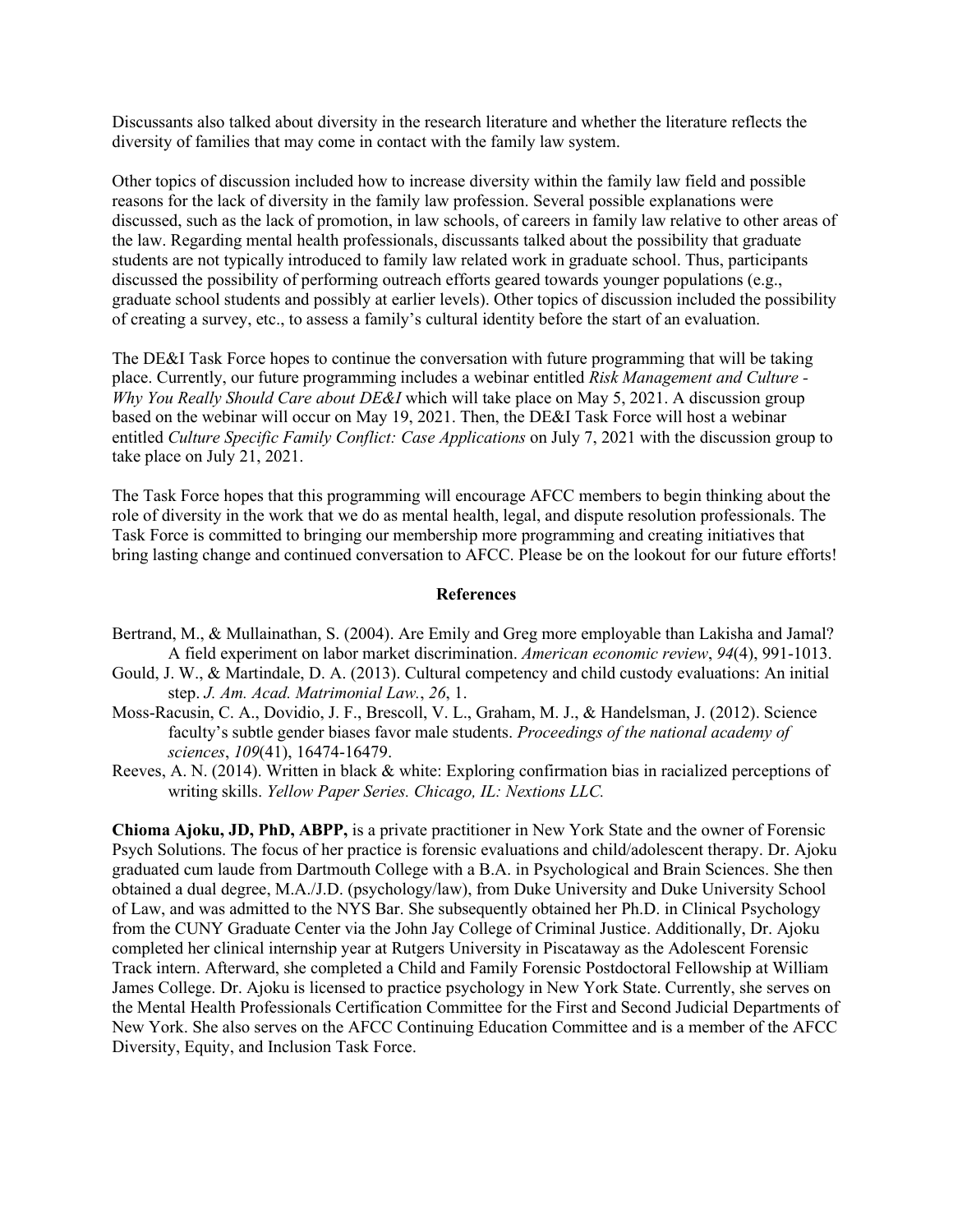Discussants also talked about diversity in the research literature and whether the literature reflects the diversity of families that may come in contact with the family law system.

Other topics of discussion included how to increase diversity within the family law field and possible reasons for the lack of diversity in the family law profession. Several possible explanations were discussed, such as the lack of promotion, in law schools, of careers in family law relative to other areas of the law. Regarding mental health professionals, discussants talked about the possibility that graduate students are not typically introduced to family law related work in graduate school. Thus, participants discussed the possibility of performing outreach efforts geared towards younger populations (e.g., graduate school students and possibly at earlier levels). Other topics of discussion included the possibility of creating a survey, etc., to assess a family's cultural identity before the start of an evaluation.

The DE&I Task Force hopes to continue the conversation with future programming that will be taking place. Currently, our future programming includes a webinar entitled *Risk Management and Culture - Why You Really Should Care about DE&I* which will take place on May 5, 2021. A discussion group based on the webinar will occur on May 19, 2021. Then, the DE&I Task Force will host a webinar entitled *Culture Specific Family Conflict: Case Applications* on July 7, 2021 with the discussion group to take place on July 21, 2021.

The Task Force hopes that this programming will encourage AFCC members to begin thinking about the role of diversity in the work that we do as mental health, legal, and dispute resolution professionals. The Task Force is committed to bringing our membership more programming and creating initiatives that bring lasting change and continued conversation to AFCC. Please be on the lookout for our future efforts!

## References

Bertrand, M., & Mullainathan, S. (2004). Are Emily and Greg more employable than Lakisha and Jamal? A field experiment on labor market discrimination. *American economic review*, *94*(4), 991-1013.

Gould, J. W., & Martindale, D. A. (2013). Cultural competency and child custody evaluations: An initial step. *J. Am. Acad. Matrimonial Law.*, *26*, 1.

Moss-Racusin, C. A., Dovidio, J. F., Brescoll, V. L., Graham, M. J., & Handelsman, J. (2012). Science faculty's subtle gender biases favor male students. *Proceedings of the national academy of sciences*, *109*(41), 16474-16479.

Reeves, A. N. (2014). Written in black & white: Exploring confirmation bias in racialized perceptions of writing skills. *Yellow Paper Series. Chicago, IL: Nextions LLC.*

**Chioma Ajoku, JD, PhD, ABPP,** is a private practitioner in New York State and the owner of Forensic Psych Solutions. The focus of her practice is forensic evaluations and child/adolescent therapy. Dr. Ajoku graduated cum laude from Dartmouth College with a B.A. in Psychological and Brain Sciences. She then obtained a dual degree, M.A./J.D. (psychology/law), from Duke University and Duke University School of Law, and was admitted to the NYS Bar. She subsequently obtained her Ph.D. in Clinical Psychology from the CUNY Graduate Center via the John Jay College of Criminal Justice. Additionally, Dr. Ajoku completed her clinical internship year at Rutgers University in Piscataway as the Adolescent Forensic Track intern. Afterward, she completed a Child and Family Forensic Postdoctoral Fellowship at William James College. Dr. Ajoku is licensed to practice psychology in New York State. Currently, she serves on the Mental Health Professionals Certification Committee for the First and Second Judicial Departments of New York. She also serves on the AFCC Continuing Education Committee and is a member of the AFCC Diversity, Equity, and Inclusion Task Force.